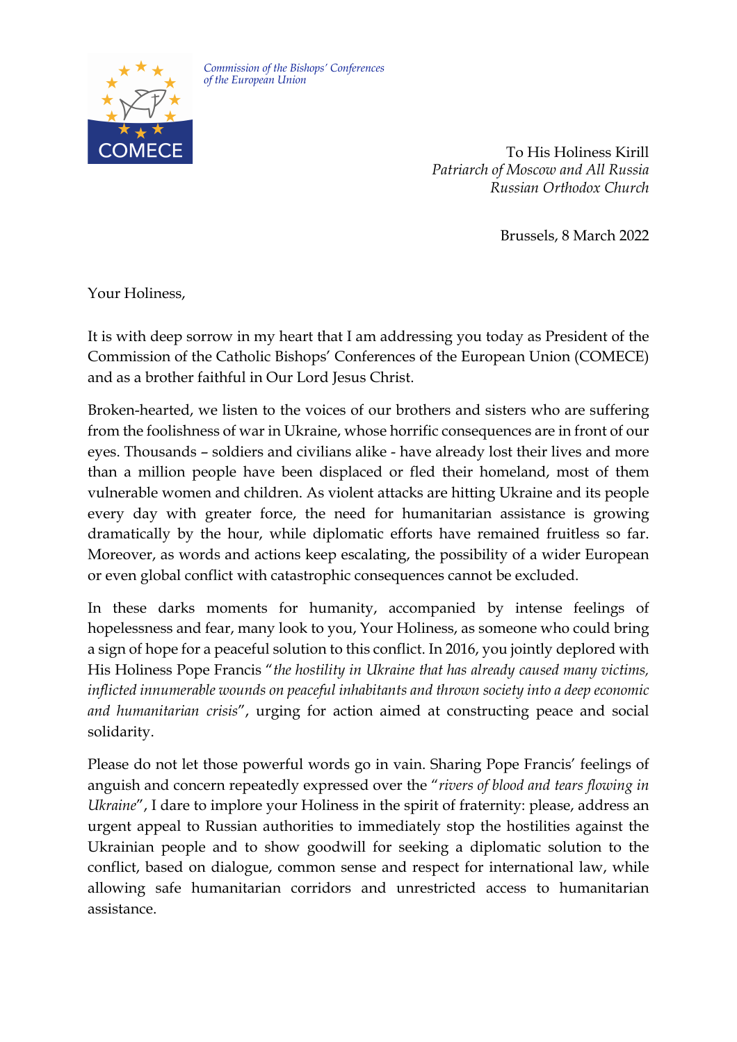COMECE

*Commission of the Bishops' Conferences of the European Union*

To His Holiness Kirill
*Patriarch of Moscow and All Russia*
*Russian Orthodox Church*

Brussels, 8 March 2022

Your Holiness,

It is with deep sorrow in my heart that I am addressing you today as President of the Commission of the Catholic Bishops' Conferences of the European Union (COMECE) and as a brother faithful in Our Lord Jesus Christ.

Broken-hearted, we listen to the voices of our brothers and sisters who are suffering from the foolishness of war in Ukraine, whose horrific consequences are in front of our eyes. Thousands – soldiers and civilians alike - have already lost their lives and more than a million people have been displaced or fled their homeland, most of them vulnerable women and children. As violent attacks are hitting Ukraine and its people every day with greater force, the need for humanitarian assistance is growing dramatically by the hour, while diplomatic efforts have remained fruitless so far. Moreover, as words and actions keep escalating, the possibility of a wider European or even global conflict with catastrophic consequences cannot be excluded.

In these darks moments for humanity, accompanied by intense feelings of hopelessness and fear, many look to you, Your Holiness, as someone who could bring a sign of hope for a peaceful solution to this conflict. In 2016, you jointly deplored with His Holiness Pope Francis "*the hostility in Ukraine that has already caused many victims, inflicted innumerable wounds on peaceful inhabitants and thrown society into a deep economic and humanitarian crisis*", urging for action aimed at constructing peace and social solidarity.

Please do not let those powerful words go in vain. Sharing Pope Francis' feelings of anguish and concern repeatedly expressed over the "*rivers of blood and tears flowing in Ukraine*", I dare to implore your Holiness in the spirit of fraternity: please, address an urgent appeal to Russian authorities to immediately stop the hostilities against the Ukrainian people and to show goodwill for seeking a diplomatic solution to the conflict, based on dialogue, common sense and respect for international law, while allowing safe humanitarian corridors and unrestricted access to humanitarian assistance.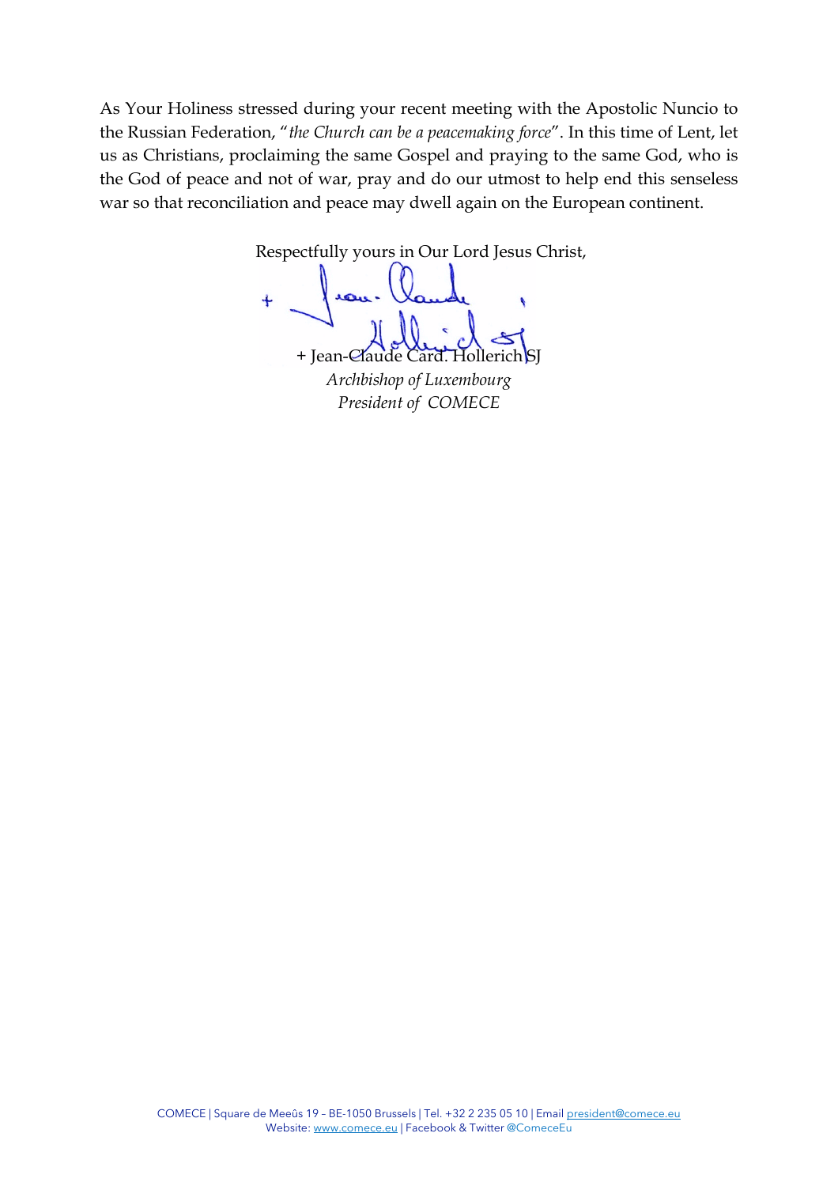As Your Holiness stressed during your recent meeting with the Apostolic Nuncio to the Russian Federation, "*the Church can be a peacemaking force*". In this time of Lent, let us as Christians, proclaiming the same Gospel and praying to the same God, who is the God of peace and not of war, pray and do our utmost to help end this senseless war so that reconciliation and peace may dwell again on the European continent.

Respectfully yours in Our Lord Jesus Christ,

\+ Jean-Claude Card. Hollerich SJ
*Archbishop of Luxembourg*
*President of COMECE*

COMECE | Square de Meeûs 19 – BE-1050 Brussels | Tel. +32 2 235 05 10 | Email president@comece.eu
Website: www.comece.eu | Facebook & Twitter @ComeceEu